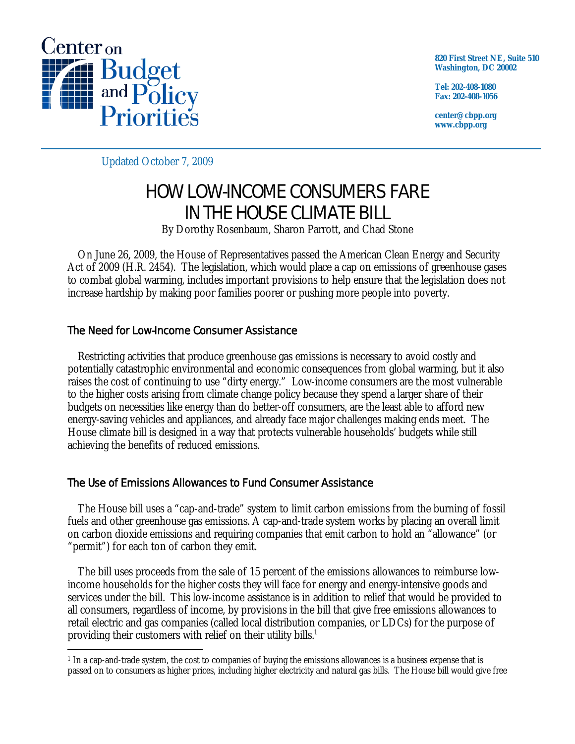Center on Budget and Policy Priorities

820 First Street NE, Suite 510
Washington, DC 20002

Tel: 202-408-1080
Fax: 202-408-1056

center@cbpp.org
www.cbpp.org

Updated October 7, 2009

# HOW LOW-INCOME CONSUMERS FARE IN THE HOUSE CLIMATE BILL

By Dorothy Rosenbaum, Sharon Parrott, and Chad Stone

On June 26, 2009, the House of Representatives passed the American Clean Energy and Security Act of 2009 (H.R. 2454). The legislation, which would place a cap on emissions of greenhouse gases to combat global warming, includes important provisions to help ensure that the legislation does not increase hardship by making poor families poorer or pushing more people into poverty.

## The Need for Low-Income Consumer Assistance

Restricting activities that produce greenhouse gas emissions is necessary to avoid costly and potentially catastrophic environmental and economic consequences from global warming, but it also raises the cost of continuing to use "dirty energy." Low-income consumers are the most vulnerable to the higher costs arising from climate change policy because they spend a larger share of their budgets on necessities like energy than do better-off consumers, are the least able to afford new energy-saving vehicles and appliances, and already face major challenges making ends meet. The House climate bill is designed in a way that protects vulnerable households' budgets while still achieving the benefits of reduced emissions.

## The Use of Emissions Allowances to Fund Consumer Assistance

The House bill uses a "cap-and-trade" system to limit carbon emissions from the burning of fossil fuels and other greenhouse gas emissions. A cap-and-trade system works by placing an overall limit on carbon dioxide emissions and requiring companies that emit carbon to hold an "allowance" (or "permit") for each ton of carbon they emit.

The bill uses proceeds from the sale of 15 percent of the emissions allowances to reimburse low-income households for the higher costs they will face for energy and energy-intensive goods and services under the bill. This low-income assistance is in addition to relief that would be provided to all consumers, regardless of income, by provisions in the bill that give free emissions allowances to retail electric and gas companies (called local distribution companies, or LDCs) for the purpose of providing their customers with relief on their utility bills.[1]

[1] In a cap-and-trade system, the cost to companies of buying the emissions allowances is a business expense that is passed on to consumers as higher prices, including higher electricity and natural gas bills. The House bill would give free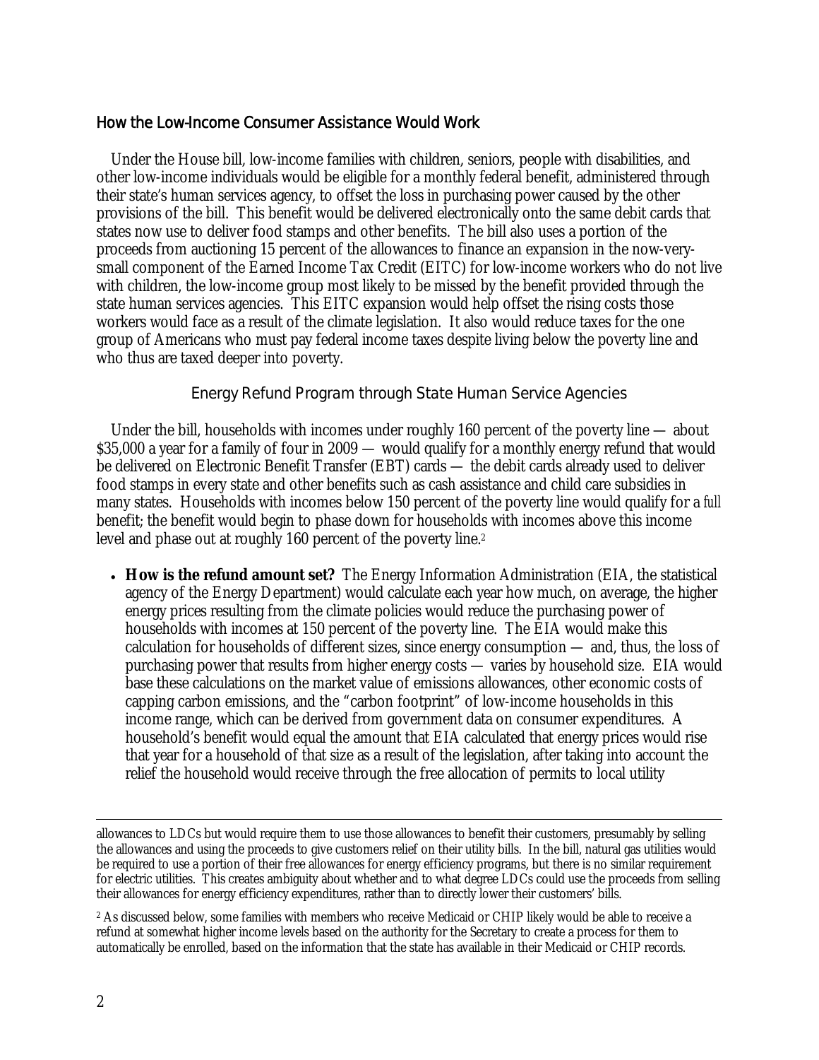## How the Low-Income Consumer Assistance Would Work

Under the House bill, low-income families with children, seniors, people with disabilities, and other low-income individuals would be eligible for a monthly federal benefit, administered through their state's human services agency, to offset the loss in purchasing power caused by the other provisions of the bill. This benefit would be delivered electronically onto the same debit cards that states now use to deliver food stamps and other benefits. The bill also uses a portion of the proceeds from auctioning 15 percent of the allowances to finance an expansion in the now-very-small component of the Earned Income Tax Credit (EITC) for low-income workers who do not live with children, the low-income group most likely to be missed by the benefit provided through the state human services agencies. This EITC expansion would help offset the rising costs those workers would face as a result of the climate legislation. It also would reduce taxes for the one group of Americans who must pay federal income taxes despite living below the poverty line and who thus are taxed deeper into poverty.

### Energy Refund Program through State Human Service Agencies

Under the bill, households with incomes under roughly 160 percent of the poverty line — about $35,000 a year for a family of four in 2009 — would qualify for a monthly energy refund that would be delivered on Electronic Benefit Transfer (EBT) cards — the debit cards already used to deliver food stamps in every state and other benefits such as cash assistance and child care subsidies in many states. Households with incomes below 150 percent of the poverty line would qualify for a *full* benefit; the benefit would begin to phase down for households with incomes above this income level and phase out at roughly 160 percent of the poverty line.[2]

- **How is the refund amount set?** The Energy Information Administration (EIA, the statistical agency of the Energy Department) would calculate each year how much, on average, the higher energy prices resulting from the climate policies would reduce the purchasing power of households with incomes at 150 percent of the poverty line. The EIA would make this calculation for households of different sizes, since energy consumption — and, thus, the loss of purchasing power that results from higher energy costs — varies by household size. EIA would base these calculations on the market value of emissions allowances, other economic costs of capping carbon emissions, and the "carbon footprint" of low-income households in this income range, which can be derived from government data on consumer expenditures. A household's benefit would equal the amount that EIA calculated that energy prices would rise that year for a household of that size as a result of the legislation, after taking into account the relief the household would receive through the free allocation of permits to local utility

---

allowances to LDCs but would require them to use those allowances to benefit their customers, presumably by selling the allowances and using the proceeds to give customers relief on their utility bills. In the bill, natural gas utilities would be required to use a portion of their free allowances for energy efficiency programs, but there is no similar requirement for electric utilities. This creates ambiguity about whether and to what degree LDCs could use the proceeds from selling their allowances for energy efficiency expenditures, rather than to directly lower their customers' bills.

[2] As discussed below, some families with members who receive Medicaid or CHIP likely would be able to receive a refund at somewhat higher income levels based on the authority for the Secretary to create a process for them to automatically be enrolled, based on the information that the state has available in their Medicaid or CHIP records.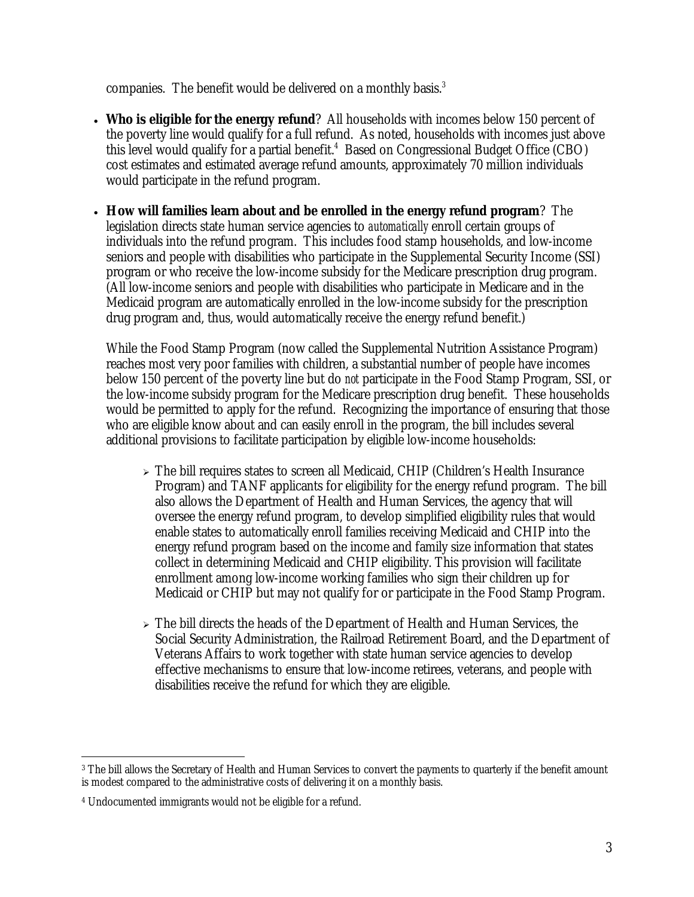companies. The benefit would be delivered on a monthly basis.[3]

- **Who is eligible for the energy refund**? All households with incomes below 150 percent of the poverty line would qualify for a full refund. As noted, households with incomes just above this level would qualify for a partial benefit.[4] Based on Congressional Budget Office (CBO) cost estimates and estimated average refund amounts, approximately 70 million individuals would participate in the refund program.

- **How will families learn about and be enrolled in the energy refund program**? The legislation directs state human service agencies to *automatically* enroll certain groups of individuals into the refund program. This includes food stamp households, and low-income seniors and people with disabilities who participate in the Supplemental Security Income (SSI) program or who receive the low-income subsidy for the Medicare prescription drug program. (All low-income seniors and people with disabilities who participate in Medicare and in the Medicaid program are automatically enrolled in the low-income subsidy for the prescription drug program and, thus, would automatically receive the energy refund benefit.)

  While the Food Stamp Program (now called the Supplemental Nutrition Assistance Program) reaches most very poor families with children, a substantial number of people have incomes below 150 percent of the poverty line but do *not* participate in the Food Stamp Program, SSI, or the low-income subsidy program for the Medicare prescription drug benefit. These households would be permitted to apply for the refund. Recognizing the importance of ensuring that those who are eligible know about and can easily enroll in the program, the bill includes several additional provisions to facilitate participation by eligible low-income households:

  - The bill requires states to screen all Medicaid, CHIP (Children's Health Insurance Program) and TANF applicants for eligibility for the energy refund program. The bill also allows the Department of Health and Human Services, the agency that will oversee the energy refund program, to develop simplified eligibility rules that would enable states to automatically enroll families receiving Medicaid and CHIP into the energy refund program based on the income and family size information that states collect in determining Medicaid and CHIP eligibility. This provision will facilitate enrollment among low-income working families who sign their children up for Medicaid or CHIP but may not qualify for or participate in the Food Stamp Program.

  - The bill directs the heads of the Department of Health and Human Services, the Social Security Administration, the Railroad Retirement Board, and the Department of Veterans Affairs to work together with state human service agencies to develop effective mechanisms to ensure that low-income retirees, veterans, and people with disabilities receive the refund for which they are eligible.

---

[3] The bill allows the Secretary of Health and Human Services to convert the payments to quarterly if the benefit amount is modest compared to the administrative costs of delivering it on a monthly basis.

[4] Undocumented immigrants would not be eligible for a refund.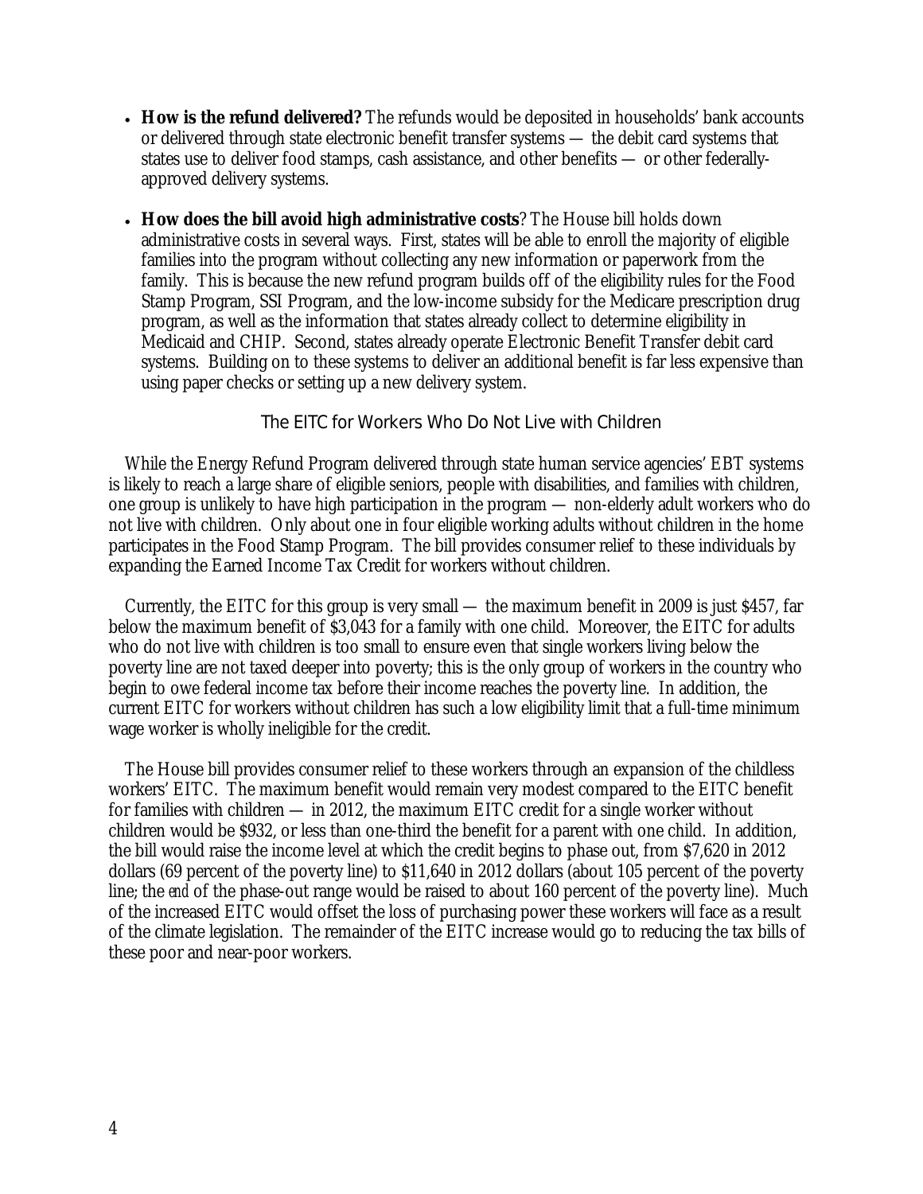- **How is the refund delivered?** The refunds would be deposited in households' bank accounts or delivered through state electronic benefit transfer systems — the debit card systems that states use to deliver food stamps, cash assistance, and other benefits — or other federally-approved delivery systems.

- **How does the bill avoid high administrative costs**? The House bill holds down administrative costs in several ways. First, states will be able to enroll the majority of eligible families into the program without collecting any new information or paperwork from the family. This is because the new refund program builds off of the eligibility rules for the Food Stamp Program, SSI Program, and the low-income subsidy for the Medicare prescription drug program, as well as the information that states already collect to determine eligibility in Medicaid and CHIP. Second, states already operate Electronic Benefit Transfer debit card systems. Building on to these systems to deliver an additional benefit is far less expensive than using paper checks or setting up a new delivery system.

## The EITC for Workers Who Do Not Live with Children

While the Energy Refund Program delivered through state human service agencies' EBT systems is likely to reach a large share of eligible seniors, people with disabilities, and families with children, one group is unlikely to have high participation in the program — non-elderly adult workers who do not live with children. Only about one in four eligible working adults without children in the home participates in the Food Stamp Program. The bill provides consumer relief to these individuals by expanding the Earned Income Tax Credit for workers without children.

Currently, the EITC for this group is very small — the maximum benefit in 2009 is just $457, far below the maximum benefit of $3,043 for a family with one child. Moreover, the EITC for adults who do not live with children is too small to ensure even that single workers living below the poverty line are not taxed deeper into poverty; this is the only group of workers in the country who begin to owe federal income tax before their income reaches the poverty line. In addition, the current EITC for workers without children has such a low eligibility limit that a full-time minimum wage worker is wholly ineligible for the credit.

The House bill provides consumer relief to these workers through an expansion of the childless workers' EITC. The maximum benefit would remain very modest compared to the EITC benefit for families with children — in 2012, the maximum EITC credit for a single worker without children would be $932, or less than one-third the benefit for a parent with one child. In addition, the bill would raise the income level at which the credit begins to phase out, from $7,620 in 2012 dollars (69 percent of the poverty line) to $11,640 in 2012 dollars (about 105 percent of the poverty line; the *end* of the phase-out range would be raised to about 160 percent of the poverty line). Much of the increased EITC would offset the loss of purchasing power these workers will face as a result of the climate legislation. The remainder of the EITC increase would go to reducing the tax bills of these poor and near-poor workers.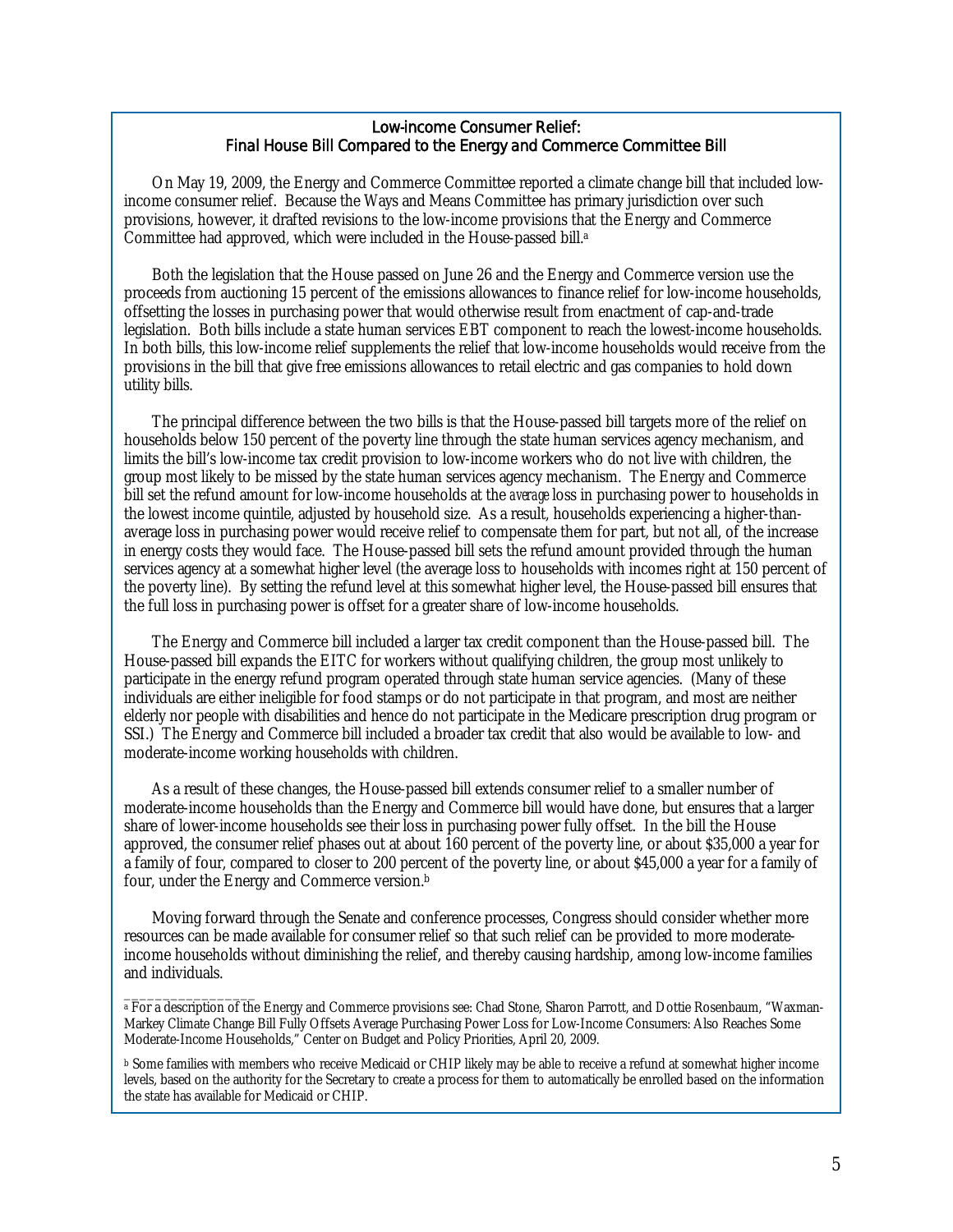## Low-income Consumer Relief: Final House Bill Compared to the Energy and Commerce Committee Bill

On May 19, 2009, the Energy and Commerce Committee reported a climate change bill that included low-income consumer relief. Because the Ways and Means Committee has primary jurisdiction over such provisions, however, it drafted revisions to the low-income provisions that the Energy and Commerce Committee had approved, which were included in the House-passed bill.[a]

Both the legislation that the House passed on June 26 and the Energy and Commerce version use the proceeds from auctioning 15 percent of the emissions allowances to finance relief for low-income households, offsetting the losses in purchasing power that would otherwise result from enactment of cap-and-trade legislation. Both bills include a state human services EBT component to reach the lowest-income households. In both bills, this low-income relief supplements the relief that low-income households would receive from the provisions in the bill that give free emissions allowances to retail electric and gas companies to hold down utility bills.

The principal difference between the two bills is that the House-passed bill targets more of the relief on households below 150 percent of the poverty line through the state human services agency mechanism, and limits the bill's low-income tax credit provision to low-income workers who do not live with children, the group most likely to be missed by the state human services agency mechanism. The Energy and Commerce bill set the refund amount for low-income households at the *average* loss in purchasing power to households in the lowest income quintile, adjusted by household size. As a result, households experiencing a higher-than-average loss in purchasing power would receive relief to compensate them for part, but not all, of the increase in energy costs they would face. The House-passed bill sets the refund amount provided through the human services agency at a somewhat higher level (the average loss to households with incomes right at 150 percent of the poverty line). By setting the refund level at this somewhat higher level, the House-passed bill ensures that the full loss in purchasing power is offset for a greater share of low-income households.

The Energy and Commerce bill included a larger tax credit component than the House-passed bill. The House-passed bill expands the EITC for workers without qualifying children, the group most unlikely to participate in the energy refund program operated through state human service agencies. (Many of these individuals are either ineligible for food stamps or do not participate in that program, and most are neither elderly nor people with disabilities and hence do not participate in the Medicare prescription drug program or SSI.) The Energy and Commerce bill included a broader tax credit that also would be available to low- and moderate-income working households with children.

As a result of these changes, the House-passed bill extends consumer relief to a smaller number of moderate-income households than the Energy and Commerce bill would have done, but ensures that a larger share of lower-income households see their loss in purchasing power fully offset. In the bill the House approved, the consumer relief phases out at about 160 percent of the poverty line, or about $35,000 a year for a family of four, compared to closer to 200 percent of the poverty line, or about $45,000 a year for a family of four, under the Energy and Commerce version.[b]

Moving forward through the Senate and conference processes, Congress should consider whether more resources can be made available for consumer relief so that such relief can be provided to more moderate-income households without diminishing the relief, and thereby causing hardship, among low-income families and individuals.

_______________

[a] For a description of the Energy and Commerce provisions see: Chad Stone, Sharon Parrott, and Dottie Rosenbaum, "Waxman-Markey Climate Change Bill Fully Offsets Average Purchasing Power Loss for Low-Income Consumers: Also Reaches Some Moderate-Income Households," Center on Budget and Policy Priorities, April 20, 2009.

[b] Some families with members who receive Medicaid or CHIP likely may be able to receive a refund at somewhat higher income levels, based on the authority for the Secretary to create a process for them to automatically be enrolled based on the information the state has available for Medicaid or CHIP.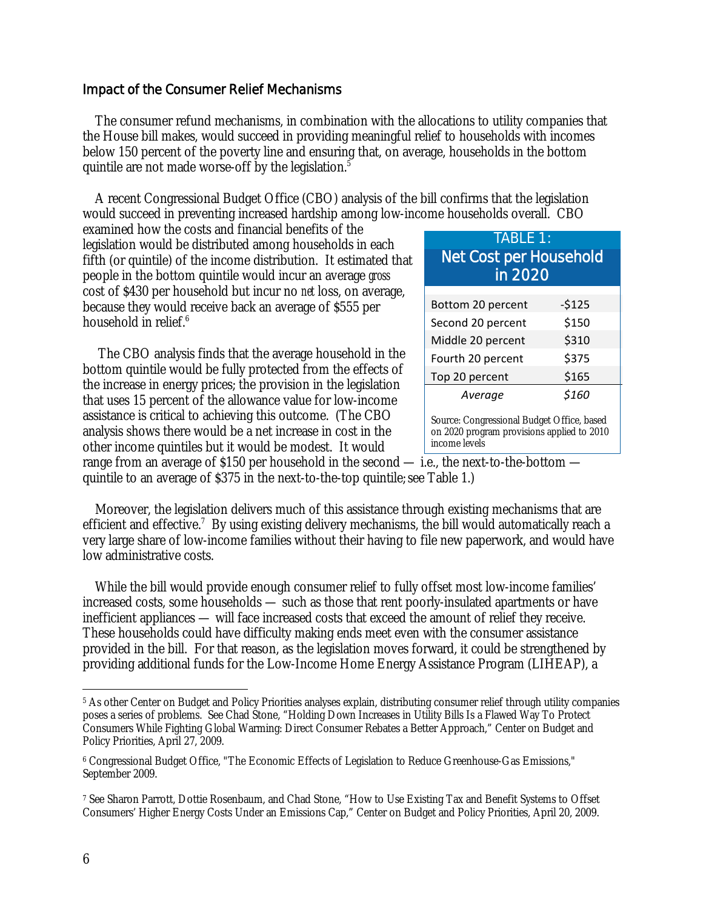### Impact of the Consumer Relief Mechanisms

The consumer refund mechanisms, in combination with the allocations to utility companies that the House bill makes, would succeed in providing meaningful relief to households with incomes below 150 percent of the poverty line and ensuring that, on average, households in the bottom quintile are not made worse-off by the legislation.[5]

A recent Congressional Budget Office (CBO) analysis of the bill confirms that the legislation would succeed in preventing increased hardship among low-income households overall. CBO examined how the costs and financial benefits of the legislation would be distributed among households in each fifth (or quintile) of the income distribution. It estimated that people in the bottom quintile would incur an average *gross* cost of $430 per household but incur no *net* loss, on average, because they would receive back an average of $555 per household in relief.[6]

The CBO analysis finds that the average household in the bottom quintile would be fully protected from the effects of the increase in energy prices; the provision in the legislation that uses 15 percent of the allowance value for low-income assistance is critical to achieving this outcome. (The CBO analysis shows there would be a net increase in cost in the other income quintiles but it would be modest. It would range from an average of $150 per household in the second — i.e., the next-to-the-bottom — quintile to an average of $375 in the next-to-the-top quintile; see Table 1.)

**TABLE 1: Net Cost per Household in 2020**

| | |
|---|---|
| Bottom 20 percent | -$125 |
| Second 20 percent | $150 |
| Middle 20 percent | $310 |
| Fourth 20 percent | $375 |
| Top 20 percent | $165 |
| *Average* | *$160* |

Source: Congressional Budget Office, based on 2020 program provisions applied to 2010 income levels

Moreover, the legislation delivers much of this assistance through existing mechanisms that are efficient and effective.[7] By using existing delivery mechanisms, the bill would automatically reach a very large share of low-income families without their having to file new paperwork, and would have low administrative costs.

While the bill would provide enough consumer relief to fully offset most low-income families' increased costs, some households — such as those that rent poorly-insulated apartments or have inefficient appliances — will face increased costs that exceed the amount of relief they receive. These households could have difficulty making ends meet even with the consumer assistance provided in the bill. For that reason, as the legislation moves forward, it could be strengthened by providing additional funds for the Low-Income Home Energy Assistance Program (LIHEAP), a

---

[5] As other Center on Budget and Policy Priorities analyses explain, distributing consumer relief through utility companies poses a series of problems. See Chad Stone, "Holding Down Increases in Utility Bills Is a Flawed Way To Protect Consumers While Fighting Global Warming: Direct Consumer Rebates a Better Approach," Center on Budget and Policy Priorities, April 27, 2009.

[6] Congressional Budget Office, "The Economic Effects of Legislation to Reduce Greenhouse-Gas Emissions," September 2009.

[7] See Sharon Parrott, Dottie Rosenbaum, and Chad Stone, "How to Use Existing Tax and Benefit Systems to Offset Consumers' Higher Energy Costs Under an Emissions Cap," Center on Budget and Policy Priorities, April 20, 2009.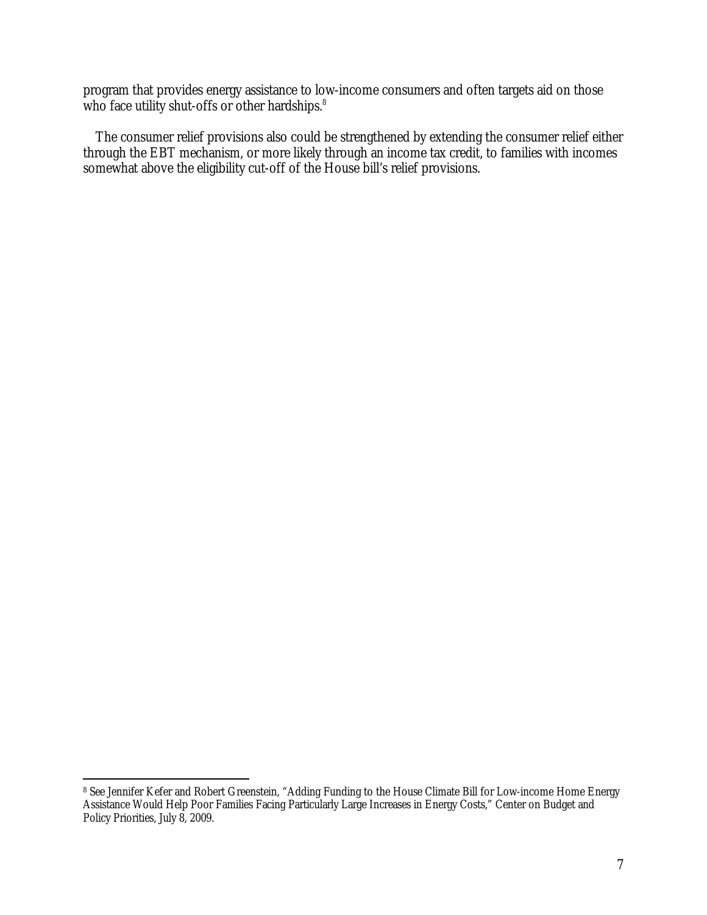program that provides energy assistance to low-income consumers and often targets aid on those who face utility shut-offs or other hardships.[8]

The consumer relief provisions also could be strengthened by extending the consumer relief either through the EBT mechanism, or more likely through an income tax credit, to families with incomes somewhat above the eligibility cut-off of the House bill's relief provisions.

---

[8] See Jennifer Kefer and Robert Greenstein, "Adding Funding to the House Climate Bill for Low-income Home Energy Assistance Would Help Poor Families Facing Particularly Large Increases in Energy Costs," Center on Budget and Policy Priorities, July 8, 2009.